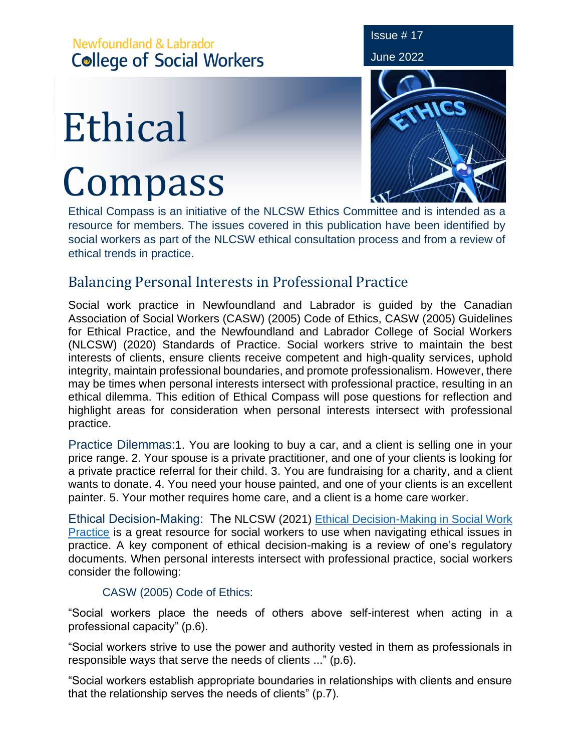Newfoundland & Labrador
College of Social Workers

Issue # 17

June 2022

# Ethical Compass

Ethical Compass is an initiative of the NLCSW Ethics Committee and is intended as a resource for members. The issues covered in this publication have been identified by social workers as part of the NLCSW ethical consultation process and from a review of ethical trends in practice.

## Balancing Personal Interests in Professional Practice

Social work practice in Newfoundland and Labrador is guided by the Canadian Association of Social Workers (CASW) (2005) Code of Ethics, CASW (2005) Guidelines for Ethical Practice, and the Newfoundland and Labrador College of Social Workers (NLCSW) (2020) Standards of Practice. Social workers strive to maintain the best interests of clients, ensure clients receive competent and high-quality services, uphold integrity, maintain professional boundaries, and promote professionalism. However, there may be times when personal interests intersect with professional practice, resulting in an ethical dilemma. This edition of Ethical Compass will pose questions for reflection and highlight areas for consideration when personal interests intersect with professional practice.

**Practice Dilemmas:** 1. You are looking to buy a car, and a client is selling one in your price range. 2. Your spouse is a private practitioner, and one of your clients is looking for a private practice referral for their child. 3. You are fundraising for a charity, and a client wants to donate. 4. You need your house painted, and one of your clients is an excellent painter. 5. Your mother requires home care, and a client is a home care worker.

**Ethical Decision-Making:** The NLCSW (2021) Ethical Decision-Making in Social Work Practice is a great resource for social workers to use when navigating ethical issues in practice. A key component of ethical decision-making is a review of one's regulatory documents. When personal interests intersect with professional practice, social workers consider the following:

### CASW (2005) Code of Ethics:

"Social workers place the needs of others above self-interest when acting in a professional capacity" (p.6).

"Social workers strive to use the power and authority vested in them as professionals in responsible ways that serve the needs of clients ..." (p.6).

"Social workers establish appropriate boundaries in relationships with clients and ensure that the relationship serves the needs of clients" (p.7).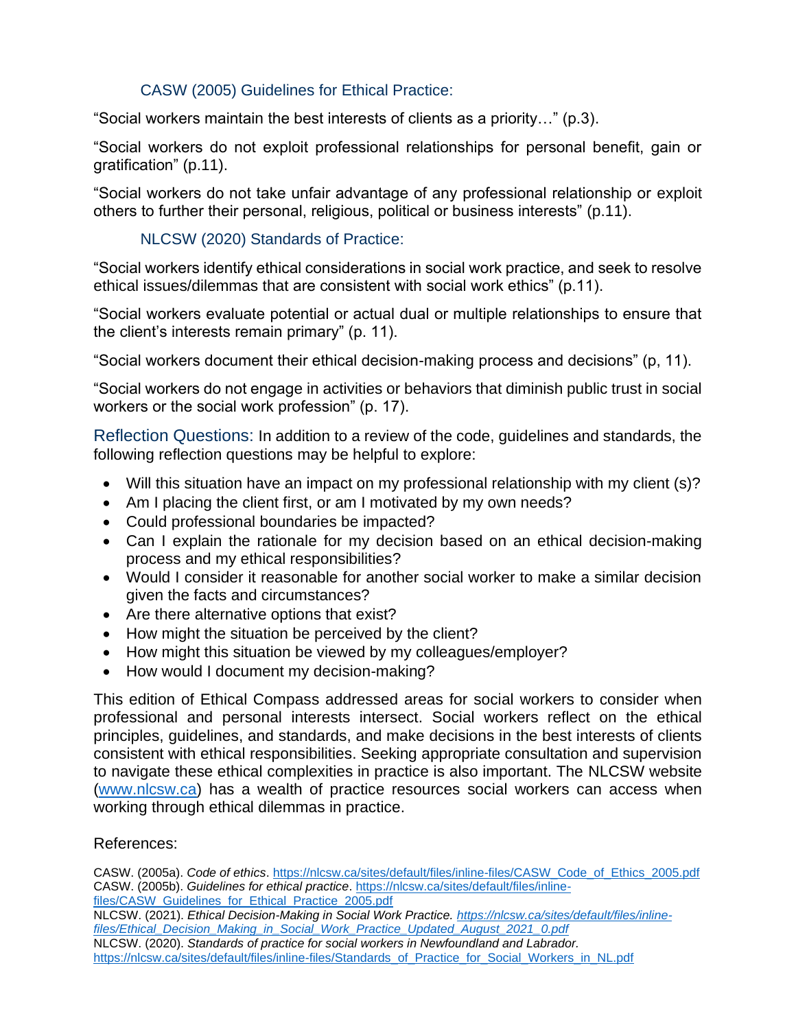### CASW (2005) Guidelines for Ethical Practice:

"Social workers maintain the best interests of clients as a priority…" (p.3).

"Social workers do not exploit professional relationships for personal benefit, gain or gratification" (p.11).

"Social workers do not take unfair advantage of any professional relationship or exploit others to further their personal, religious, political or business interests" (p.11).

### NLCSW (2020) Standards of Practice:

"Social workers identify ethical considerations in social work practice, and seek to resolve ethical issues/dilemmas that are consistent with social work ethics" (p.11).

"Social workers evaluate potential or actual dual or multiple relationships to ensure that the client's interests remain primary" (p. 11).

"Social workers document their ethical decision-making process and decisions" (p, 11).

"Social workers do not engage in activities or behaviors that diminish public trust in social workers or the social work profession" (p. 17).

Reflection Questions: In addition to a review of the code, guidelines and standards, the following reflection questions may be helpful to explore:

- Will this situation have an impact on my professional relationship with my client (s)?
- Am I placing the client first, or am I motivated by my own needs?
- Could professional boundaries be impacted?
- Can I explain the rationale for my decision based on an ethical decision-making process and my ethical responsibilities?
- Would I consider it reasonable for another social worker to make a similar decision given the facts and circumstances?
- Are there alternative options that exist?
- How might the situation be perceived by the client?
- How might this situation be viewed by my colleagues/employer?
- How would I document my decision-making?

This edition of Ethical Compass addressed areas for social workers to consider when professional and personal interests intersect. Social workers reflect on the ethical principles, guidelines, and standards, and make decisions in the best interests of clients consistent with ethical responsibilities. Seeking appropriate consultation and supervision to navigate these ethical complexities in practice is also important. The NLCSW website ([www.nlcsw.ca](http://www.nlcsw.ca)) has a wealth of practice resources social workers can access when working through ethical dilemmas in practice.

References:

CASW. (2005a). *Code of ethics*. https://nlcsw.ca/sites/default/files/inline-files/CASW_Code_of_Ethics_2005.pdf
CASW. (2005b). *Guidelines for ethical practice*. https://nlcsw.ca/sites/default/files/inline-files/CASW_Guidelines_for_Ethical_Practice_2005.pdf
NLCSW. (2021). *Ethical Decision-Making in Social Work Practice.* https://nlcsw.ca/sites/default/files/inline-files/Ethical_Decision_Making_in_Social_Work_Practice_Updated_August_2021_0.pdf
NLCSW. (2020). *Standards of practice for social workers in Newfoundland and Labrador.* https://nlcsw.ca/sites/default/files/inline-files/Standards_of_Practice_for_Social_Workers_in_NL.pdf